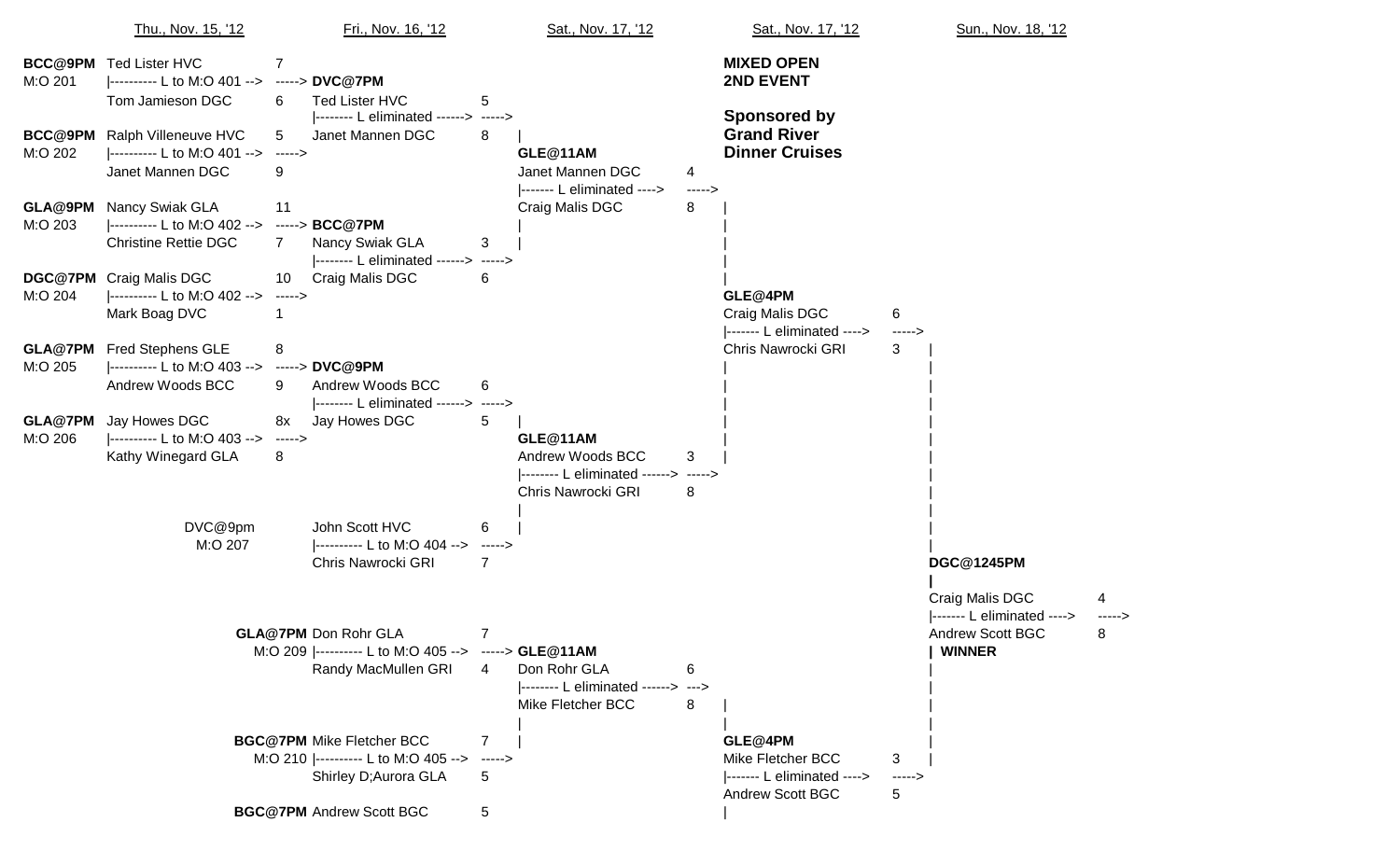**MIXED OPEN**
**2ND EVENT**

**Sponsored by**
**Grand River**
**Dinner Cruises**

## Thu., Nov. 15, '12

**BCC@9PM** M:O 201
Ted Lister HVC 7
|---------- L to M:O 401 --> -----> 
Tom Jamieson DGC 6

**BCC@9PM** M:O 202
Ralph Villeneuve HVC 5
|---------- L to M:O 401 --> -----> 
Janet Mannen DGC 9

**GLA@9PM** M:O 203
Nancy Swiak GLA 11
|---------- L to M:O 402 --> -----> 
Christine Rettie DGC 7

**DGC@7PM** M:O 204
Craig Malis DGC 10
|---------- L to M:O 402 --> -----> 
Mark Boag DVC 1

**GLA@7PM** M:O 205
Fred Stephens GLE 8
|---------- L to M:O 403 --> -----> 
Andrew Woods BCC 9

**GLA@7PM** M:O 206
Jay Howes DGC 8x
|---------- L to M:O 403 --> -----> 
Kathy Winegard GLA 8

## Fri., Nov. 16, '12

**DVC@7PM**
Ted Lister HVC 5
|-------- L eliminated ------> -----> 
Janet Mannen DGC 8

**BCC@7PM**
Nancy Swiak GLA 3
|-------- L eliminated ------> -----> 
Craig Malis DGC 6

**DVC@9PM**
Andrew Woods BCC 6
|-------- L eliminated ------> -----> 
Jay Howes DGC 5

DVC@9pm M:O 207
John Scott HVC 6
|---------- L to M:O 404 --> -----> 
Chris Nawrocki GRI 7

**GLA@7PM** M:O 209
Don Rohr GLA 7
|---------- L to M:O 405 --> -----> 
Randy MacMullen GRI 4

**BGC@7PM** M:O 210
Mike Fletcher BCC 7
|---------- L to M:O 405 --> -----> 
Shirley D;Aurora GLA 5

**BGC@7PM**
Andrew Scott BGC 5

## Sat., Nov. 17, '12

**GLE@11AM**
Janet Mannen DGC 4
|------- L eliminated ----> -----> 
Craig Malis DGC 8

**GLE@11AM**
Andrew Woods BCC 3
|-------- L eliminated ------> -----> 
Chris Nawrocki GRI 8

**GLE@11AM**
Don Rohr GLA 6
|-------- L eliminated ------> ---> 
Mike Fletcher BCC 8

## Sat., Nov. 17, '12

**GLE@4PM**
Craig Malis DGC 6
|------- L eliminated ----> -----> 
Chris Nawrocki GRI 3

**GLE@4PM**
Mike Fletcher BCC 3
|------- L eliminated ----> -----> 
Andrew Scott BGC 5

## Sun., Nov. 18, '12

**DGC@1245PM**
Craig Malis DGC 4
|------- L eliminated ----> -----> 
Andrew Scott BGC 8
**| WINNER**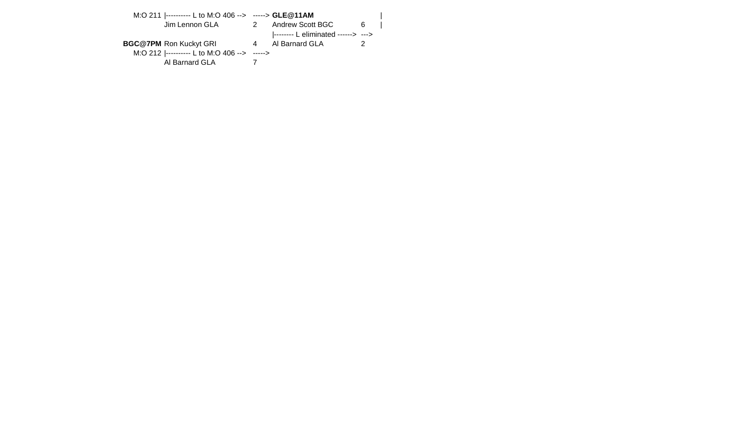| | | | | | | |
|---|---|---|---|---|---|---|
| M:O 211 | \|---------- L to M:O 406 --> | | -----> | **GLE@11AM** | | \| |
| | Jim Lennon GLA | 2 | | Andrew Scott BGC | 6 | \| |
| | | | | \|-------- L eliminated ------> | ---> | |
| **BGC@7PM** | Ron Kuckyt GRI | 4 | | Al Barnard GLA | 2 | |
| M:O 212 | \|---------- L to M:O 406 --> | | -----> | | | |
| | Al Barnard GLA | 7 | | | | |